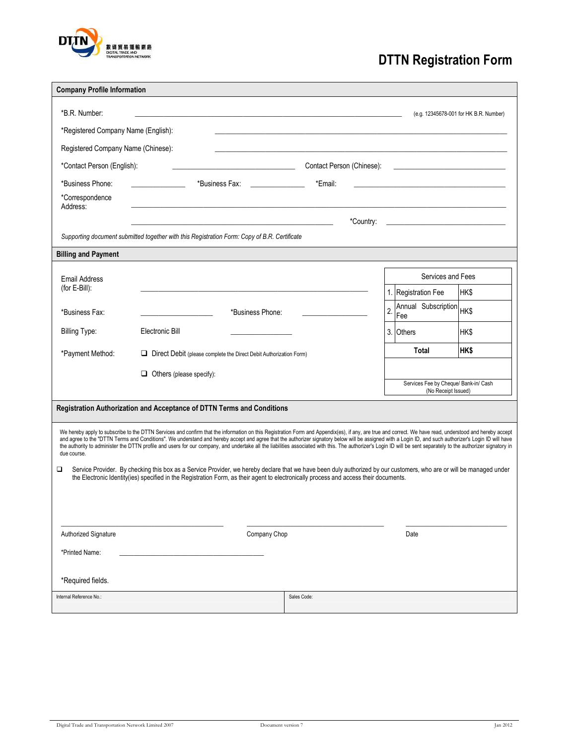DTTN 數碼貿易運輸網絡 DIGITAL TRADE AND TRANSPORTATION NETWORK

# DTTN Registration Form

## Company Profile Information

*B.R. Number: ____________________ (e.g. 12345678-001 for HK B.R. Number)

*Registered Company Name (English): ____________________

Registered Company Name (Chinese): ____________________

*Contact Person (English): ____________________ Contact Person (Chinese): ____________________

*Business Phone: __________ *Business Fax: __________ *Email: ____________________

*Correspondence Address: ____________________

____________________ *Country: ____________________

*Supporting document submitted together with this Registration Form: Copy of B.R. Certificate*

## Billing and Payment

Email Address (for E-Bill): ____________________

*Business Fax: __________ *Business Phone: __________

Billing Type: Electronic Bill __________

*Payment Method:

- ❑ Direct Debit (please complete the Direct Debit Authorization Form)
- ❑ Others (please specify):

| Services and Fees | | |
|---|---|---|
| 1. | Registration Fee | HK$ |
| 2. | Annual Subscription Fee | HK$ |
| 3. | Others | HK$ |
| | **Total** | **HK$** |
| | | |
| Services Fee by Cheque/ Bank-in/ Cash (No Receipt Issued) | | |

## Registration Authorization and Acceptance of DTTN Terms and Conditions

We hereby apply to subscribe to the DTTN Services and confirm that the information on this Registration Form and Appendix(es), if any, are true and correct. We have read, understood and hereby accept and agree to the "DTTN Terms and Conditions". We understand and hereby accept and agree that the authorizer signatory below will be assigned with a Login ID, and such authorizer's Login ID will have the authority to administer the DTTN profile and users for our company, and undertake all the liabilities associated with this. The authorizer's Login ID will be sent separately to the authorizer signatory in due course.

❑ Service Provider. By checking this box as a Service Provider, we hereby declare that we have been duly authorized by our customers, who are or will be managed under the Electronic Identity(ies) specified in the Registration Form, as their agent to electronically process and access their documents.

____________________ Authorized Signature

____________________ Company Chop

____________________ Date

*Printed Name: ____________________

*Required fields.

| Internal Reference No.: | Sales Code: |
|---|---|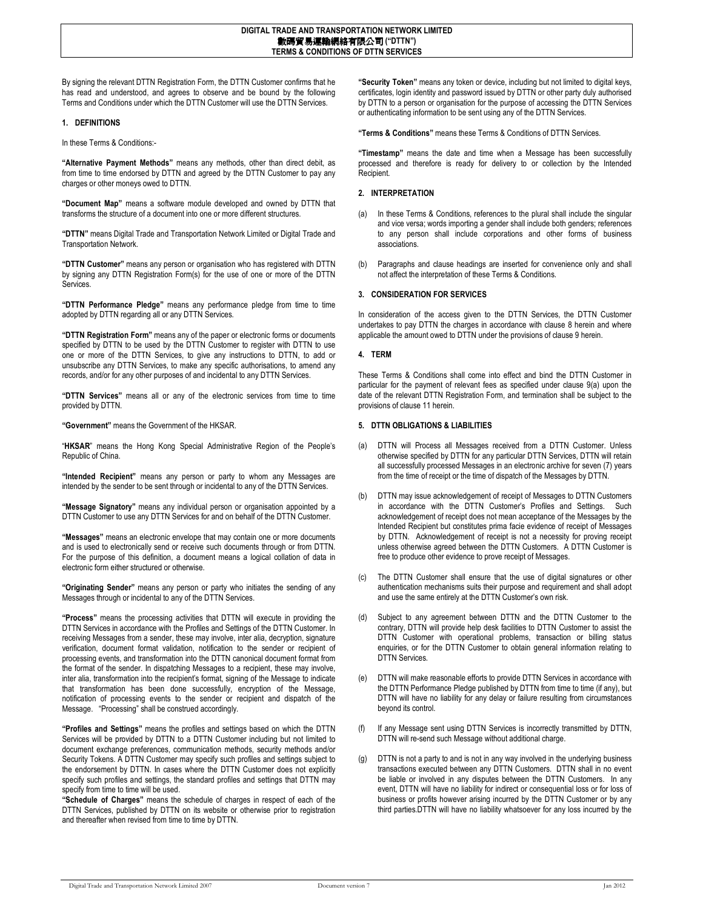**DIGITAL TRADE AND TRANSPORTATION NETWORK LIMITED**
**數碼貿易運輸網絡有限公司 ("DTTN")**
**TERMS & CONDITIONS OF DTTN SERVICES**

By signing the relevant DTTN Registration Form, the DTTN Customer confirms that he has read and understood, and agrees to observe and be bound by the following Terms and Conditions under which the DTTN Customer will use the DTTN Services.

## 1. DEFINITIONS

In these Terms & Conditions:-

**"Alternative Payment Methods"** means any methods, other than direct debit, as from time to time endorsed by DTTN and agreed by the DTTN Customer to pay any charges or other moneys owed to DTTN.

**"Document Map"** means a software module developed and owned by DTTN that transforms the structure of a document into one or more different structures.

**"DTTN"** means Digital Trade and Transportation Network Limited or Digital Trade and Transportation Network.

**"DTTN Customer"** means any person or organisation who has registered with DTTN by signing any DTTN Registration Form(s) for the use of one or more of the DTTN Services.

**"DTTN Performance Pledge"** means any performance pledge from time to time adopted by DTTN regarding all or any DTTN Services.

**"DTTN Registration Form"** means any of the paper or electronic forms or documents specified by DTTN to be used by the DTTN Customer to register with DTTN to use one or more of the DTTN Services, to give any instructions to DTTN, to add or unsubscribe any DTTN Services, to make any specific authorisations, to amend any records, and/or for any other purposes of and incidental to any DTTN Services.

**"DTTN Services"** means all or any of the electronic services from time to time provided by DTTN.

**"Government"** means the Government of the HKSAR.

"**HKSAR**" means the Hong Kong Special Administrative Region of the People's Republic of China.

**"Intended Recipient"** means any person or party to whom any Messages are intended by the sender to be sent through or incidental to any of the DTTN Services.

**"Message Signatory"** means any individual person or organisation appointed by a DTTN Customer to use any DTTN Services for and on behalf of the DTTN Customer.

**"Messages"** means an electronic envelope that may contain one or more documents and is used to electronically send or receive such documents through or from DTTN. For the purpose of this definition, a document means a logical collation of data in electronic form either structured or otherwise.

**"Originating Sender"** means any person or party who initiates the sending of any Messages through or incidental to any of the DTTN Services.

**"Process"** means the processing activities that DTTN will execute in providing the DTTN Services in accordance with the Profiles and Settings of the DTTN Customer. In receiving Messages from a sender, these may involve, inter alia, decryption, signature verification, document format validation, notification to the sender or recipient of processing events, and transformation into the DTTN canonical document format from the format of the sender. In dispatching Messages to a recipient, these may involve, inter alia, transformation into the recipient's format, signing of the Message to indicate that transformation has been done successfully, encryption of the Message, notification of processing events to the sender or recipient and dispatch of the Message. "Processing" shall be construed accordingly.

**"Profiles and Settings"** means the profiles and settings based on which the DTTN Services will be provided by DTTN to a DTTN Customer including but not limited to document exchange preferences, communication methods, security methods and/or Security Tokens. A DTTN Customer may specify such profiles and settings subject to the endorsement by DTTN. In cases where the DTTN Customer does not explicitly specify such profiles and settings, the standard profiles and settings that DTTN may specify from time to time will be used.

**"Schedule of Charges"** means the schedule of charges in respect of each of the DTTN Services, published by DTTN on its website or otherwise prior to registration and thereafter when revised from time to time by DTTN.

**"Security Token"** means any token or device, including but not limited to digital keys, certificates, login identity and password issued by DTTN or other party duly authorised by DTTN to a person or organisation for the purpose of accessing the DTTN Services or authenticating information to be sent using any of the DTTN Services.

**"Terms & Conditions"** means these Terms & Conditions of DTTN Services.

**"Timestamp"** means the date and time when a Message has been successfully processed and therefore is ready for delivery to or collection by the Intended Recipient.

## 2. INTERPRETATION

(a) In these Terms & Conditions, references to the plural shall include the singular and vice versa; words importing a gender shall include both genders; references to any person shall include corporations and other forms of business associations.

(b) Paragraphs and clause headings are inserted for convenience only and shall not affect the interpretation of these Terms & Conditions.

## 3. CONSIDERATION FOR SERVICES

In consideration of the access given to the DTTN Services, the DTTN Customer undertakes to pay DTTN the charges in accordance with clause 8 herein and where applicable the amount owed to DTTN under the provisions of clause 9 herein.

## 4. TERM

These Terms & Conditions shall come into effect and bind the DTTN Customer in particular for the payment of relevant fees as specified under clause 9(a) upon the date of the relevant DTTN Registration Form, and termination shall be subject to the provisions of clause 11 herein.

## 5. DTTN OBLIGATIONS & LIABILITIES

(a) DTTN will Process all Messages received from a DTTN Customer. Unless otherwise specified by DTTN for any particular DTTN Services, DTTN will retain all successfully processed Messages in an electronic archive for seven (7) years from the time of receipt or the time of dispatch of the Messages by DTTN.

(b) DTTN may issue acknowledgement of receipt of Messages to DTTN Customers in accordance with the DTTN Customer's Profiles and Settings. Such acknowledgement of receipt does not mean acceptance of the Messages by the Intended Recipient but constitutes prima facie evidence of receipt of Messages by DTTN. Acknowledgement of receipt is not a necessity for proving receipt unless otherwise agreed between the DTTN Customers. A DTTN Customer is free to produce other evidence to prove receipt of Messages.

(c) The DTTN Customer shall ensure that the use of digital signatures or other authentication mechanisms suits their purpose and requirement and shall adopt and use the same entirely at the DTTN Customer's own risk.

(d) Subject to any agreement between DTTN and the DTTN Customer to the contrary, DTTN will provide help desk facilities to DTTN Customer to assist the DTTN Customer with operational problems, transaction or billing status enquiries, or for the DTTN Customer to obtain general information relating to DTTN Services.

(e) DTTN will make reasonable efforts to provide DTTN Services in accordance with the DTTN Performance Pledge published by DTTN from time to time (if any), but DTTN will have no liability for any delay or failure resulting from circumstances beyond its control.

(f) If any Message sent using DTTN Services is incorrectly transmitted by DTTN, DTTN will re-send such Message without additional charge.

(g) DTTN is not a party to and is not in any way involved in the underlying business transactions executed between any DTTN Customers. DTTN shall in no event be liable or involved in any disputes between the DTTN Customers. In any event, DTTN will have no liability for indirect or consequential loss or for loss of business or profits however arising incurred by the DTTN Customer or by any third parties.DTTN will have no liability whatsoever for any loss incurred by the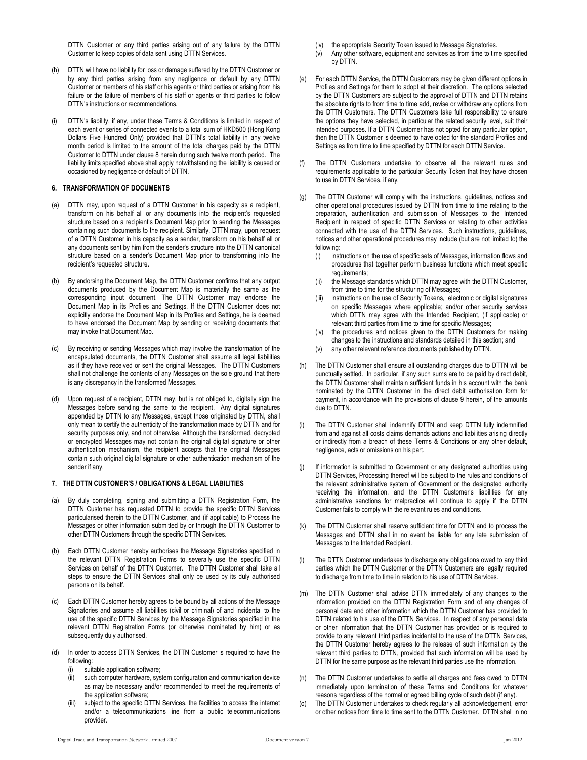DTTN Customer or any third parties arising out of any failure by the DTTN Customer to keep copies of data sent using DTTN Services.

(h) DTTN will have no liability for loss or damage suffered by the DTTN Customer or by any third parties arising from any negligence or default by any DTTN Customer or members of his staff or his agents or third parties or arising from his failure or the failure of members of his staff or agents or third parties to follow DTTN's instructions or recommendations.

(i) DTTN's liability, if any, under these Terms & Conditions is limited in respect of each event or series of connected events to a total sum of HKD500 (Hong Kong Dollars Five Hundred Only) provided that DTTN's total liability in any twelve month period is limited to the amount of the total charges paid by the DTTN Customer to DTTN under clause 8 herein during such twelve month period. The liability limits specified above shall apply notwithstanding the liability is caused or occasioned by negligence or default of DTTN.

### 6. TRANSFORMATION OF DOCUMENTS

(a) DTTN may, upon request of a DTTN Customer in his capacity as a recipient, transform on his behalf all or any documents into the recipient's requested structure based on a recipient's Document Map prior to sending the Messages containing such documents to the recipient. Similarly, DTTN may, upon request of a DTTN Customer in his capacity as a sender, transform on his behalf all or any documents sent by him from the sender's structure into the DTTN canonical structure based on a sender's Document Map prior to transforming into the recipient's requested structure.

(b) By endorsing the Document Map, the DTTN Customer confirms that any output documents produced by the Document Map is materially the same as the corresponding input document. The DTTN Customer may endorse the Document Map in its Profiles and Settings. If the DTTN Customer does not explicitly endorse the Document Map in its Profiles and Settings, he is deemed to have endorsed the Document Map by sending or receiving documents that may invoke that Document Map.

(c) By receiving or sending Messages which may involve the transformation of the encapsulated documents, the DTTN Customer shall assume all legal liabilities as if they have received or sent the original Messages. The DTTN Customers shall not challenge the contents of any Messages on the sole ground that there is any discrepancy in the transformed Messages.

(d) Upon request of a recipient, DTTN may, but is not obliged to, digitally sign the Messages before sending the same to the recipient. Any digital signatures appended by DTTN to any Messages, except those originated by DTTN, shall only mean to certify the authenticity of the transformation made by DTTN and for security purposes only, and not otherwise. Although the transformed, decrypted or encrypted Messages may not contain the original digital signature or other authentication mechanism, the recipient accepts that the original Messages contain such original digital signature or other authentication mechanism of the sender if any.

### 7. THE DTTN CUSTOMER'S / OBLIGATIONS & LEGAL LIABILITIES

(a) By duly completing, signing and submitting a DTTN Registration Form, the DTTN Customer has requested DTTN to provide the specific DTTN Services particularised therein to the DTTN Customer, and (if applicable) to Process the Messages or other information submitted by or through the DTTN Customer to other DTTN Customers through the specific DTTN Services.

(b) Each DTTN Customer hereby authorises the Message Signatories specified in the relevant DTTN Registration Forms to severally use the specific DTTN Services on behalf of the DTTN Customer. The DTTN Customer shall take all steps to ensure the DTTN Services shall only be used by its duly authorised persons on its behalf.

(c) Each DTTN Customer hereby agrees to be bound by all actions of the Message Signatories and assume all liabilities (civil or criminal) of and incidental to the use of the specific DTTN Services by the Message Signatories specified in the relevant DTTN Registration Forms (or otherwise nominated by him) or as subsequently duly authorised.

(d) In order to access DTTN Services, the DTTN Customer is required to have the following:
   (i) suitable application software;
   (ii) such computer hardware, system configuration and communication device as may be necessary and/or recommended to meet the requirements of the application software;
   (iii) subject to the specific DTTN Services, the facilities to access the internet and/or a telecommunications line from a public telecommunications provider.
   (iv) the appropriate Security Token issued to Message Signatories.
   (v) Any other software, equipment and services as from time to time specified by DTTN.

(e) For each DTTN Service, the DTTN Customers may be given different options in Profiles and Settings for them to adopt at their discretion. The options selected by the DTTN Customers are subject to the approval of DTTN and DTTN retains the absolute rights to from time to time add, revise or withdraw any options from the DTTN Customers. The DTTN Customers take full responsibility to ensure the options they have selected, in particular the related security level, suit their intended purposes. If a DTTN Customer has not opted for any particular option, then the DTTN Customer is deemed to have opted for the standard Profiles and Settings as from time to time specified by DTTN for each DTTN Service.

(f) The DTTN Customers undertake to observe all the relevant rules and requirements applicable to the particular Security Token that they have chosen to use in DTTN Services, if any.

(g) The DTTN Customer will comply with the instructions, guidelines, notices and other operational procedures issued by DTTN from time to time relating to the preparation, authentication and submission of Messages to the Intended Recipient in respect of specific DTTN Services or relating to other activities connected with the use of the DTTN Services. Such instructions, guidelines, notices and other operational procedures may include (but are not limited to) the following:
   (i) instructions on the use of specific sets of Messages, information flows and procedures that together perform business functions which meet specific requirements;
   (ii) the Message standards which DTTN may agree with the DTTN Customer, from time to time for the structuring of Messages;
   (iii) instructions on the use of Security Tokens, electronic or digital signatures on specific Messages where applicable; and/or other security services which DTTN may agree with the Intended Recipient, (if applicable) or relevant third parties from time to time for specific Messages;
   (iv) the procedures and notices given to the DTTN Customers for making changes to the instructions and standards detailed in this section; and
   (v) any other relevant reference documents published by DTTN.

(h) The DTTN Customer shall ensure all outstanding charges due to DTTN will be punctually settled. In particular, if any such sums are to be paid by direct debit, the DTTN Customer shall maintain sufficient funds in his account with the bank nominated by the DTTN Customer in the direct debit authorisation form for payment, in accordance with the provisions of clause 9 herein, of the amounts due to DTTN.

(i) The DTTN Customer shall indemnify DTTN and keep DTTN fully indemnified from and against all costs claims demands actions and liabilities arising directly or indirectly from a breach of these Terms & Conditions or any other default, negligence, acts or omissions on his part.

(j) If information is submitted to Government or any designated authorities using DTTN Services, Processing thereof will be subject to the rules and conditions of the relevant administrative system of Government or the designated authority receiving the information, and the DTTN Customer's liabilities for any administrative sanctions for malpractice will continue to apply if the DTTN Customer fails to comply with the relevant rules and conditions.

(k) The DTTN Customer shall reserve sufficient time for DTTN and to process the Messages and DTTN shall in no event be liable for any late submission of Messages to the Intended Recipient.

(l) The DTTN Customer undertakes to discharge any obligations owed to any third parties which the DTTN Customer or the DTTN Customers are legally required to discharge from time to time in relation to his use of DTTN Services.

(m) The DTTN Customer shall advise DTTN immediately of any changes to the information provided on the DTTN Registration Form and of any changes of personal data and other information which the DTTN Customer has provided to DTTN related to his use of the DTTN Services. In respect of any personal data or other information that the DTTN Customer has provided or is required to provide to any relevant third parties incidental to the use of the DTTN Services, the DTTN Customer hereby agrees to the release of such information by the relevant third parties to DTTN, provided that such information will be used by DTTN for the same purpose as the relevant third parties use the information.

(n) The DTTN Customer undertakes to settle all charges and fees owed to DTTN immediately upon termination of these Terms and Conditions for whatever reasons regardless of the normal or agreed billing cycle of such debt (if any).

(o) The DTTN Customer undertakes to check regularly all acknowledgement, error or other notices from time to time sent to the DTTN Customer. DTTN shall in no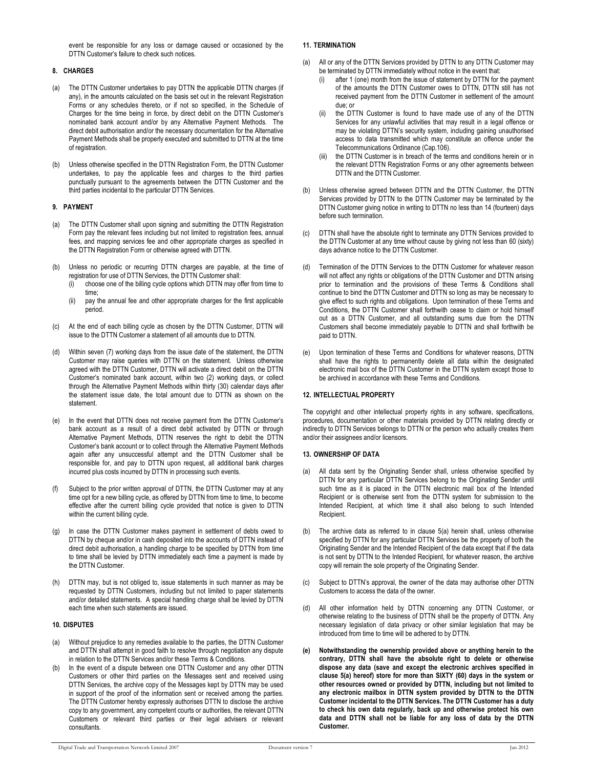event be responsible for any loss or damage caused or occasioned by the DTTN Customer's failure to check such notices.

## 8. CHARGES

(a) The DTTN Customer undertakes to pay DTTN the applicable DTTN charges (if any), in the amounts calculated on the basis set out in the relevant Registration Forms or any schedules thereto, or if not so specified, in the Schedule of Charges for the time being in force, by direct debit on the DTTN Customer's nominated bank account and/or by any Alternative Payment Methods. The direct debit authorisation and/or the necessary documentation for the Alternative Payment Methods shall be properly executed and submitted to DTTN at the time of registration.

(b) Unless otherwise specified in the DTTN Registration Form, the DTTN Customer undertakes, to pay the applicable fees and charges to the third parties punctually pursuant to the agreements between the DTTN Customer and the third parties incidental to the particular DTTN Services.

## 9. PAYMENT

(a) The DTTN Customer shall upon signing and submitting the DTTN Registration Form pay the relevant fees including but not limited to registration fees, annual fees, and mapping services fee and other appropriate charges as specified in the DTTN Registration Form or otherwise agreed with DTTN.

(b) Unless no periodic or recurring DTTN charges are payable, at the time of registration for use of DTTN Services, the DTTN Customer shall:
   (i) choose one of the billing cycle options which DTTN may offer from time to time;
   (ii) pay the annual fee and other appropriate charges for the first applicable period.

(c) At the end of each billing cycle as chosen by the DTTN Customer, DTTN will issue to the DTTN Customer a statement of all amounts due to DTTN.

(d) Within seven (7) working days from the issue date of the statement, the DTTN Customer may raise queries with DTTN on the statement. Unless otherwise agreed with the DTTN Customer, DTTN will activate a direct debit on the DTTN Customer's nominated bank account, within two (2) working days, or collect through the Alternative Payment Methods within thirty (30) calendar days after the statement issue date, the total amount due to DTTN as shown on the statement.

(e) In the event that DTTN does not receive payment from the DTTN Customer's bank account as a result of a direct debit activated by DTTN or through Alternative Payment Methods, DTTN reserves the right to debit the DTTN Customer's bank account or to collect through the Alternative Payment Methods again after any unsuccessful attempt and the DTTN Customer shall be responsible for, and pay to DTTN upon request, all additional bank charges incurred plus costs incurred by DTTN in processing such events.

(f) Subject to the prior written approval of DTTN, the DTTN Customer may at any time opt for a new billing cycle, as offered by DTTN from time to time, to become effective after the current billing cycle provided that notice is given to DTTN within the current billing cycle.

(g) In case the DTTN Customer makes payment in settlement of debts owed to DTTN by cheque and/or in cash deposited into the accounts of DTTN instead of direct debit authorisation, a handling charge to be specified by DTTN from time to time shall be levied by DTTN immediately each time a payment is made by the DTTN Customer.

(h) DTTN may, but is not obliged to, issue statements in such manner as may be requested by DTTN Customers, including but not limited to paper statements and/or detailed statements. A special handling charge shall be levied by DTTN each time when such statements are issued.

## 10. DISPUTES

(a) Without prejudice to any remedies available to the parties, the DTTN Customer and DTTN shall attempt in good faith to resolve through negotiation any dispute in relation to the DTTN Services and/or these Terms & Conditions.

(b) In the event of a dispute between one DTTN Customer and any other DTTN Customers or other third parties on the Messages sent and received using DTTN Services, the archive copy of the Messages kept by DTTN may be used in support of the proof of the information sent or received among the parties. The DTTN Customer hereby expressly authorises DTTN to disclose the archive copy to any government, any competent courts or authorities, the relevant DTTN Customers or relevant third parties or their legal advisers or relevant consultants.

## 11. TERMINATION

(a) All or any of the DTTN Services provided by DTTN to any DTTN Customer may be terminated by DTTN immediately without notice in the event that:
   (i) after 1 (one) month from the issue of statement by DTTN for the payment of the amounts the DTTN Customer owes to DTTN, DTTN still has not received payment from the DTTN Customer in settlement of the amount due; or
   (ii) the DTTN Customer is found to have made use of any of the DTTN Services for any unlawful activities that may result in a legal offence or may be violating DTTN's security system, including gaining unauthorised access to data transmitted which may constitute an offence under the Telecommunications Ordinance (Cap.106).
   (iii) the DTTN Customer is in breach of the terms and conditions herein or in the relevant DTTN Registration Forms or any other agreements between DTTN and the DTTN Customer.

(b) Unless otherwise agreed between DTTN and the DTTN Customer, the DTTN Services provided by DTTN to the DTTN Customer may be terminated by the DTTN Customer giving notice in writing to DTTN no less than 14 (fourteen) days before such termination.

(c) DTTN shall have the absolute right to terminate any DTTN Services provided to the DTTN Customer at any time without cause by giving not less than 60 (sixty) days advance notice to the DTTN Customer.

(d) Termination of the DTTN Services to the DTTN Customer for whatever reason will not affect any rights or obligations of the DTTN Customer and DTTN arising prior to termination and the provisions of these Terms & Conditions shall continue to bind the DTTN Customer and DTTN so long as may be necessary to give effect to such rights and obligations. Upon termination of these Terms and Conditions, the DTTN Customer shall forthwith cease to claim or hold himself out as a DTTN Customer, and all outstanding sums due from the DTTN Customers shall become immediately payable to DTTN and shall forthwith be paid to DTTN.

(e) Upon termination of these Terms and Conditions for whatever reasons, DTTN shall have the rights to permanently delete all data within the designated electronic mail box of the DTTN Customer in the DTTN system except those to be archived in accordance with these Terms and Conditions.

## 12. INTELLECTUAL PROPERTY

The copyright and other intellectual property rights in any software, specifications, procedures, documentation or other materials provided by DTTN relating directly or indirectly to DTTN Services belongs to DTTN or the person who actually creates them and/or their assignees and/or licensors.

## 13. OWNERSHIP OF DATA

(a) All data sent by the Originating Sender shall, unless otherwise specified by DTTN for any particular DTTN Services belong to the Originating Sender until such time as it is placed in the DTTN electronic mail box of the Intended Recipient or is otherwise sent from the DTTN system for submission to the Intended Recipient, at which time it shall also belong to such Intended Recipient.

(b) The archive data as referred to in clause 5(a) herein shall, unless otherwise specified by DTTN for any particular DTTN Services be the property of both the Originating Sender and the Intended Recipient of the data except that if the data is not sent by DTTN to the Intended Recipient, for whatever reason, the archive copy will remain the sole property of the Originating Sender.

(c) Subject to DTTN's approval, the owner of the data may authorise other DTTN Customers to access the data of the owner.

(d) All other information held by DTTN concerning any DTTN Customer, or otherwise relating to the business of DTTN shall be the property of DTTN. Any necessary legislation of data privacy or other similar legislation that may be introduced from time to time will be adhered to by DTTN.

**(e) Notwithstanding the ownership provided above or anything herein to the contrary, DTTN shall have the absolute right to delete or otherwise dispose any data (save and except the electronic archives specified in clause 5(a) hereof) store for more than SIXTY (60) days in the system or other resources owned or provided by DTTN, including but not limited to any electronic mailbox in DTTN system provided by DTTN to the DTTN Customer incidental to the DTTN Services. The DTTN Customer has a duty to check his own data regularly, back up and otherwise protect his own data and DTTN shall not be liable for any loss of data by the DTTN Customer.**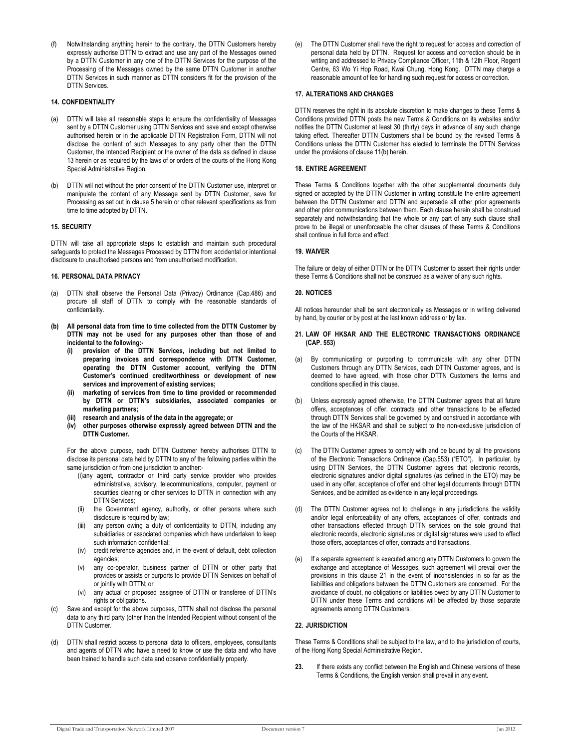(f) Notwithstanding anything herein to the contrary, the DTTN Customers hereby expressly authorise DTTN to extract and use any part of the Messages owned by a DTTN Customer in any one of the DTTN Services for the purpose of the Processing of the Messages owned by the same DTTN Customer in another DTTN Services in such manner as DTTN considers fit for the provision of the DTTN Services.

### 14. CONFIDENTIALITY

(a) DTTN will take all reasonable steps to ensure the confidentiality of Messages sent by a DTTN Customer using DTTN Services and save and except otherwise authorised herein or in the applicable DTTN Registration Form, DTTN will not disclose the content of such Messages to any party other than the DTTN Customer, the Intended Recipient or the owner of the data as defined in clause 13 herein or as required by the laws of or orders of the courts of the Hong Kong Special Administrative Region.

(b) DTTN will not without the prior consent of the DTTN Customer use, interpret or manipulate the content of any Message sent by DTTN Customer, save for Processing as set out in clause 5 herein or other relevant specifications as from time to time adopted by DTTN.

### 15. SECURITY

DTTN will take all appropriate steps to establish and maintain such procedural safeguards to protect the Messages Processed by DTTN from accidental or intentional disclosure to unauthorised persons and from unauthorised modification.

### 16. PERSONAL DATA PRIVACY

(a) DTTN shall observe the Personal Data (Privacy) Ordinance (Cap.486) and procure all staff of DTTN to comply with the reasonable standards of confidentiality.

**(b) All personal data from time to time collected from the DTTN Customer by DTTN may not be used for any purposes other than those of and incidental to the following:-**
- **(i) provision of the DTTN Services, including but not limited to preparing invoices and correspondence with DTTN Customer, operating the DTTN Customer account, verifying the DTTN Customer's continued creditworthiness or development of new services and improvement of existing services;**
- **(ii) marketing of services from time to time provided or recommended by DTTN or DTTN's subsidiaries, associated companies or marketing partners;**
- **(iii) research and analysis of the data in the aggregate; or**
- **(iv) other purposes otherwise expressly agreed between DTTN and the DTTN Customer.**

For the above purpose, each DTTN Customer hereby authorises DTTN to disclose its personal data held by DTTN to any of the following parties within the same jurisdiction or from one jurisdiction to another:-
- (i) any agent, contractor or third party service provider who provides administrative, advisory, telecommunications, computer, payment or securities clearing or other services to DTTN in connection with any DTTN Services;
- (ii) the Government agency, authority, or other persons where such disclosure is required by law;
- (iii) any person owing a duty of confidentiality to DTTN, including any subsidiaries or associated companies which have undertaken to keep such information confidential;
- (iv) credit reference agencies and, in the event of default, debt collection agencies;
- (v) any co-operator, business partner of DTTN or other party that provides or assists or purports to provide DTTN Services on behalf of or jointly with DTTN; or
- (vi) any actual or proposed assignee of DTTN or transferee of DTTN's rights or obligations.

(c) Save and except for the above purposes, DTTN shall not disclose the personal data to any third party (other than the Intended Recipient without consent of the DTTN Customer.

(d) DTTN shall restrict access to personal data to officers, employees, consultants and agents of DTTN who have a need to know or use the data and who have been trained to handle such data and observe confidentiality properly.

(e) The DTTN Customer shall have the right to request for access and correction of personal data held by DTTN. Request for access and correction should be in writing and addressed to Privacy Compliance Officer, 11th & 12th Floor, Regent Centre, 63 Wo Yi Hop Road, Kwai Chung, Hong Kong. DTTN may charge a reasonable amount of fee for handling such request for access or correction.

### 17. ALTERATIONS AND CHANGES

DTTN reserves the right in its absolute discretion to make changes to these Terms & Conditions provided DTTN posts the new Terms & Conditions on its websites and/or notifies the DTTN Customer at least 30 (thirty) days in advance of any such change taking effect. Thereafter DTTN Customers shall be bound by the revised Terms & Conditions unless the DTTN Customer has elected to terminate the DTTN Services under the provisions of clause 11(b) herein.

### 18. ENTIRE AGREEMENT

These Terms & Conditions together with the other supplemental documents duly signed or accepted by the DTTN Customer in writing constitute the entire agreement between the DTTN Customer and DTTN and supersede all other prior agreements and other prior communications between them. Each clause herein shall be construed separately and notwithstanding that the whole or any part of any such clause shall prove to be illegal or unenforceable the other clauses of these Terms & Conditions shall continue in full force and effect.

### 19. WAIVER

The failure or delay of either DTTN or the DTTN Customer to assert their rights under these Terms & Conditions shall not be construed as a waiver of any such rights.

### 20. NOTICES

All notices hereunder shall be sent electronically as Messages or in writing delivered by hand, by courier or by post at the last known address or by fax.

### 21. LAW OF HKSAR AND THE ELECTRONIC TRANSACTIONS ORDINANCE (CAP. 553)

(a) By communicating or purporting to communicate with any other DTTN Customers through any DTTN Services, each DTTN Customer agrees, and is deemed to have agreed, with those other DTTN Customers the terms and conditions specified in this clause.

(b) Unless expressly agreed otherwise, the DTTN Customer agrees that all future offers, acceptances of offer, contracts and other transactions to be effected through DTTN Services shall be governed by and construed in accordance with the law of the HKSAR and shall be subject to the non-exclusive jurisdiction of the Courts of the HKSAR.

(c) The DTTN Customer agrees to comply with and be bound by all the provisions of the Electronic Transactions Ordinance (Cap.553) ("ETO"). In particular, by using DTTN Services, the DTTN Customer agrees that electronic records, electronic signatures and/or digital signatures (as defined in the ETO) may be used in any offer, acceptance of offer and other legal documents through DTTN Services, and be admitted as evidence in any legal proceedings.

(d) The DTTN Customer agrees not to challenge in any jurisdictions the validity and/or legal enforceability of any offers, acceptances of offer, contracts and other transactions effected through DTTN services on the sole ground that electronic records, electronic signatures or digital signatures were used to effect those offers, acceptances of offer, contracts and transactions.

(e) If a separate agreement is executed among any DTTN Customers to govern the exchange and acceptance of Messages, such agreement will prevail over the provisions in this clause 21 in the event of inconsistencies in so far as the liabilities and obligations between the DTTN Customers are concerned. For the avoidance of doubt, no obligations or liabilities owed by any DTTN Customer to DTTN under these Terms and conditions will be affected by those separate agreements among DTTN Customers.

### 22. JURISDICTION

These Terms & Conditions shall be subject to the law, and to the jurisdiction of courts, of the Hong Kong Special Administrative Region.

**23.** If there exists any conflict between the English and Chinese versions of these Terms & Conditions, the English version shall prevail in any event.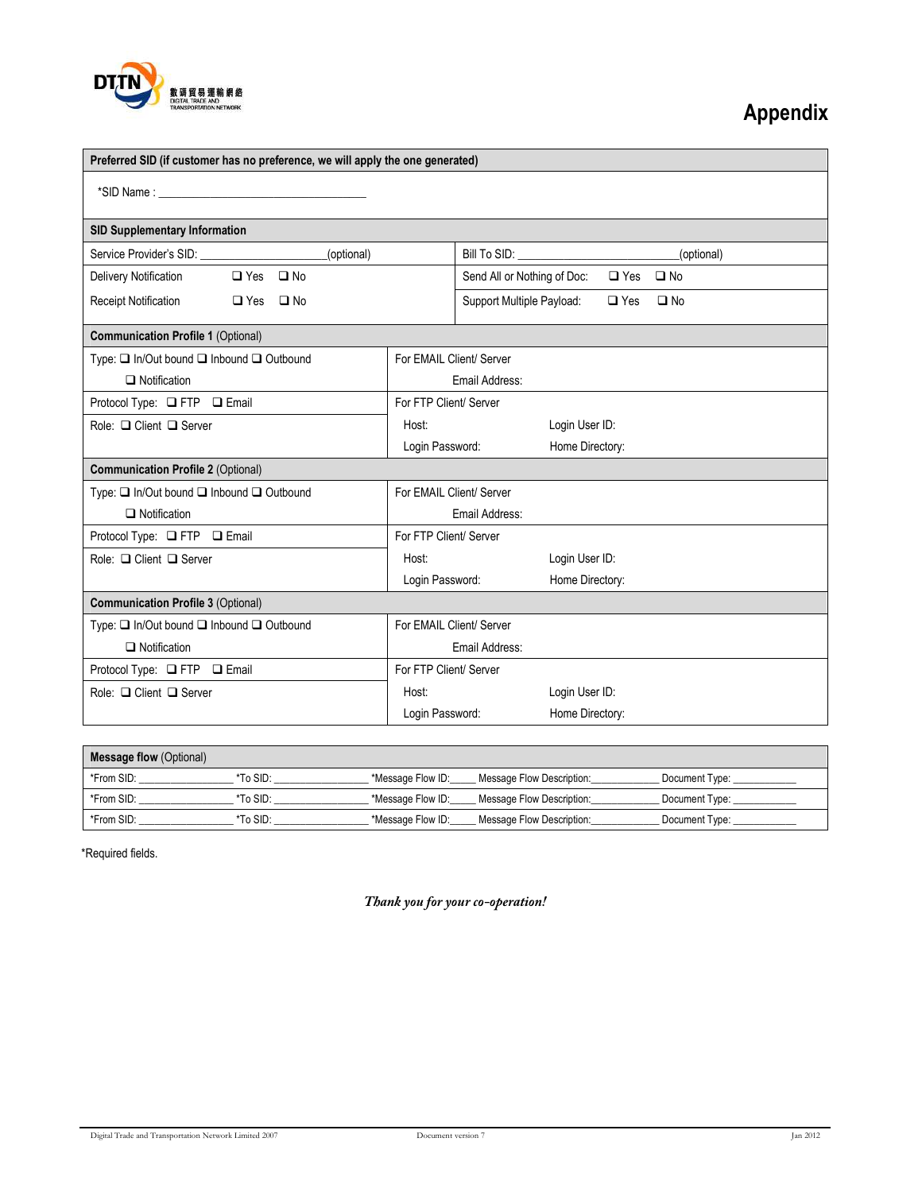DTTN 數碼貿易運輸網絡 DIGITAL TRADE AND TRANSPORTATION NETWORK

# Appendix

| **Preferred SID (if customer has no preference, we will apply the one generated)** | |
|---|---|
| *SID Name : ___________________________________ | |
| **SID Supplementary Information** | |
| Service Provider's SID: ____________________(optional) | Bill To SID: ___________________________(optional) |
| Delivery Notification ❑ Yes ❑ No | Send All or Nothing of Doc: ❑ Yes ❑ No |
| Receipt Notification ❑ Yes ❑ No | Support Multiple Payload: ❑ Yes ❑ No |
| **Communication Profile 1** (Optional) | |
| Type: ❑ In/Out bound ❑ Inbound ❑ Outbound ❑ Notification | For EMAIL Client/ Server Email Address: |
| Protocol Type: ❑ FTP ❑ Email | For FTP Client/ Server |
| Role: ❑ Client ❑ Server | Host: Login User ID: Login Password: Home Directory: |
| **Communication Profile 2** (Optional) | |
| Type: ❑ In/Out bound ❑ Inbound ❑ Outbound ❑ Notification | For EMAIL Client/ Server Email Address: |
| Protocol Type: ❑ FTP ❑ Email | For FTP Client/ Server |
| Role: ❑ Client ❑ Server | Host: Login User ID: Login Password: Home Directory: |
| **Communication Profile 3** (Optional) | |
| Type: ❑ In/Out bound ❑ Inbound ❑ Outbound ❑ Notification | For EMAIL Client/ Server Email Address: |
| Protocol Type: ❑ FTP ❑ Email | For FTP Client/ Server |
| Role: ❑ Client ❑ Server | Host: Login User ID: Login Password: Home Directory: |

| **Message flow** (Optional) | | | | |
|---|---|---|---|---|
| *From SID: _______________ | *To SID: _______________ | *Message Flow ID:_____ | Message Flow Description:___________ | Document Type: ___________ |
| *From SID: _______________ | *To SID: _______________ | *Message Flow ID:_____ | Message Flow Description:___________ | Document Type: ___________ |
| *From SID: _______________ | *To SID: _______________ | *Message Flow ID:_____ | Message Flow Description:___________ | Document Type: ___________ |

*Required fields.

*Thank you for your co-operation!*